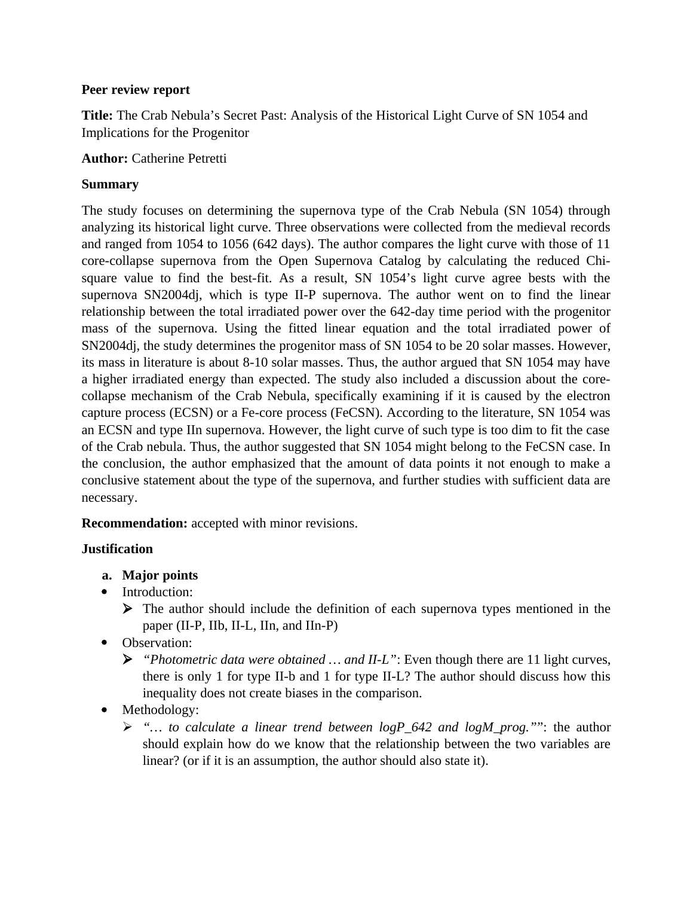**Peer review report**

**Title:** The Crab Nebula's Secret Past: Analysis of the Historical Light Curve of SN 1054 and Implications for the Progenitor

**Author:** Catherine Petretti

**Summary**

The study focuses on determining the supernova type of the Crab Nebula (SN 1054) through analyzing its historical light curve. Three observations were collected from the medieval records and ranged from 1054 to 1056 (642 days). The author compares the light curve with those of 11 core-collapse supernova from the Open Supernova Catalog by calculating the reduced Chi-square value to find the best-fit. As a result, SN 1054's light curve agree bests with the supernova SN2004dj, which is type II-P supernova. The author went on to find the linear relationship between the total irradiated power over the 642-day time period with the progenitor mass of the supernova. Using the fitted linear equation and the total irradiated power of SN2004dj, the study determines the progenitor mass of SN 1054 to be 20 solar masses. However, its mass in literature is about 8-10 solar masses. Thus, the author argued that SN 1054 may have a higher irradiated energy than expected. The study also included a discussion about the core-collapse mechanism of the Crab Nebula, specifically examining if it is caused by the electron capture process (ECSN) or a Fe-core process (FeCSN). According to the literature, SN 1054 was an ECSN and type IIn supernova. However, the light curve of such type is too dim to fit the case of the Crab nebula. Thus, the author suggested that SN 1054 might belong to the FeCSN case. In the conclusion, the author emphasized that the amount of data points it not enough to make a conclusive statement about the type of the supernova, and further studies with sufficient data are necessary.

**Recommendation:** accepted with minor revisions.

**Justification**

a. **Major points**

- Introduction:
  - The author should include the definition of each supernova types mentioned in the paper (II-P, IIb, II-L, IIn, and IIn-P)
- Observation:
  - *"Photometric data were obtained … and II-L"*: Even though there are 11 light curves, there is only 1 for type II-b and 1 for type II-L? The author should discuss how this inequality does not create biases in the comparison.
- Methodology:
  - *"… to calculate a linear trend between logP_642 and logM_prog.""*: the author should explain how do we know that the relationship between the two variables are linear? (or if it is an assumption, the author should also state it).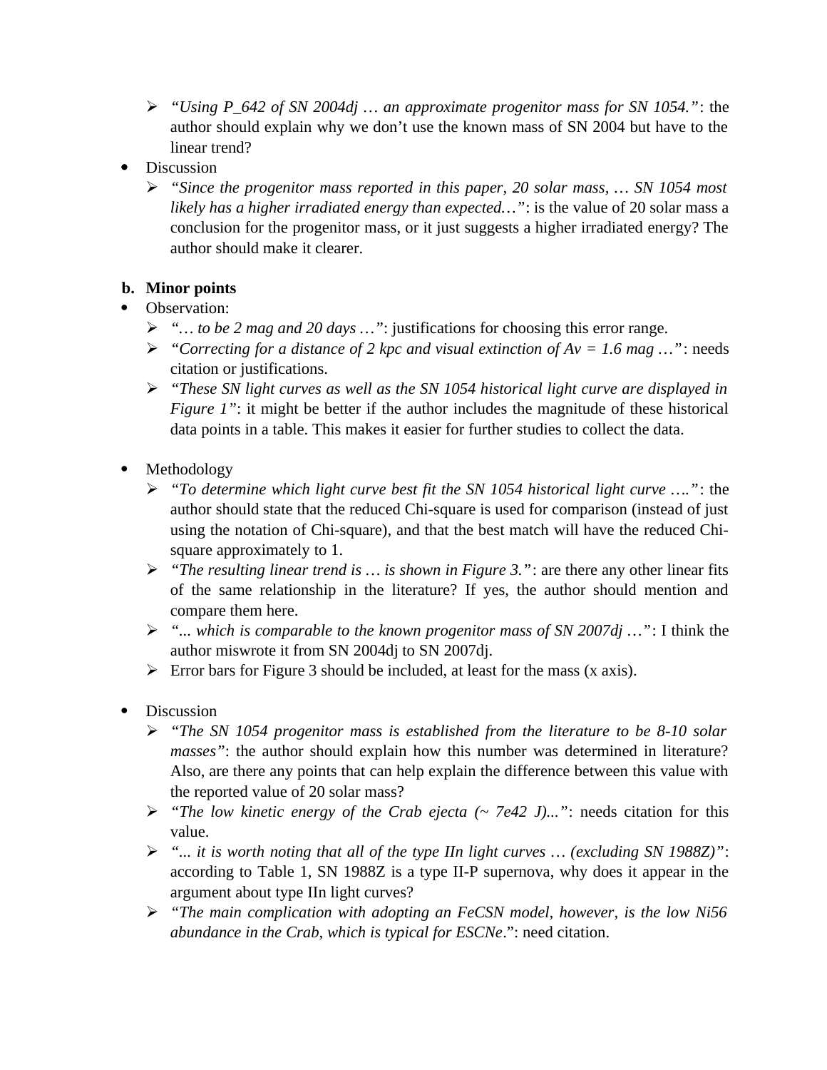- *"Using P_642 of SN 2004dj … an approximate progenitor mass for SN 1054."*: the author should explain why we don't use the known mass of SN 2004 but have to the linear trend?

- Discussion
  - *"Since the progenitor mass reported in this paper, 20 solar mass, … SN 1054 most likely has a higher irradiated energy than expected…"*: is the value of 20 solar mass a conclusion for the progenitor mass, or it just suggests a higher irradiated energy? The author should make it clearer.

**b. Minor points**

- Observation:
  - *"… to be 2 mag and 20 days …"*: justifications for choosing this error range.
  - *"Correcting for a distance of 2 kpc and visual extinction of Av = 1.6 mag …"*: needs citation or justifications.
  - *"These SN light curves as well as the SN 1054 historical light curve are displayed in Figure 1"*: it might be better if the author includes the magnitude of these historical data points in a table. This makes it easier for further studies to collect the data.

- Methodology
  - *"To determine which light curve best fit the SN 1054 historical light curve …."*: the author should state that the reduced Chi-square is used for comparison (instead of just using the notation of Chi-square), and that the best match will have the reduced Chi-square approximately to 1.
  - *"The resulting linear trend is … is shown in Figure 3."*: are there any other linear fits of the same relationship in the literature? If yes, the author should mention and compare them here.
  - *"... which is comparable to the known progenitor mass of SN 2007dj …"*: I think the author miswrote it from SN 2004dj to SN 2007dj.
  - Error bars for Figure 3 should be included, at least for the mass (x axis).

- Discussion
  - *"The SN 1054 progenitor mass is established from the literature to be 8-10 solar masses"*: the author should explain how this number was determined in literature? Also, are there any points that can help explain the difference between this value with the reported value of 20 solar mass?
  - *"The low kinetic energy of the Crab ejecta (~ 7e42 J)..."*: needs citation for this value.
  - *"... it is worth noting that all of the type IIn light curves … (excluding SN 1988Z)"*: according to Table 1, SN 1988Z is a type II-P supernova, why does it appear in the argument about type IIn light curves?
  - *"The main complication with adopting an FeCSN model, however, is the low Ni56 abundance in the Crab, which is typical for ESCNe."*: need citation.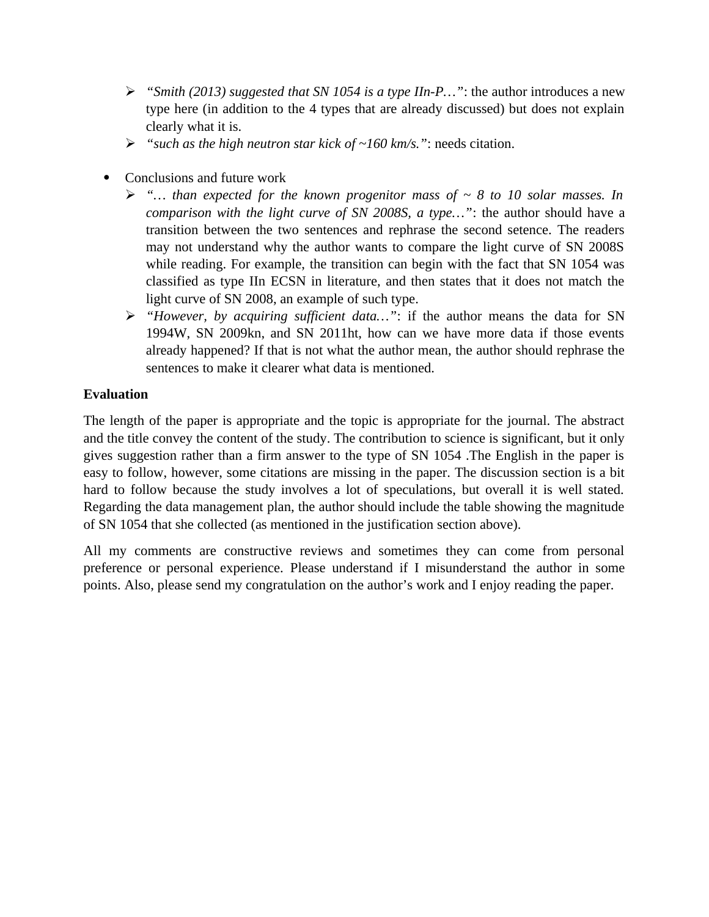- *"Smith (2013) suggested that SN 1054 is a type IIn-P…"*: the author introduces a new type here (in addition to the 4 types that are already discussed) but does not explain clearly what it is.
- *"such as the high neutron star kick of ~160 km/s."*: needs citation.

- Conclusions and future work
  - *"… than expected for the known progenitor mass of ~ 8 to 10 solar masses. In comparison with the light curve of SN 2008S, a type…"*: the author should have a transition between the two sentences and rephrase the second setence. The readers may not understand why the author wants to compare the light curve of SN 2008S while reading. For example, the transition can begin with the fact that SN 1054 was classified as type IIn ECSN in literature, and then states that it does not match the light curve of SN 2008, an example of such type.
  - *"However, by acquiring sufficient data…"*: if the author means the data for SN 1994W, SN 2009kn, and SN 2011ht, how can we have more data if those events already happened? If that is not what the author mean, the author should rephrase the sentences to make it clearer what data is mentioned.

**Evaluation**

The length of the paper is appropriate and the topic is appropriate for the journal. The abstract and the title convey the content of the study. The contribution to science is significant, but it only gives suggestion rather than a firm answer to the type of SN 1054 .The English in the paper is easy to follow, however, some citations are missing in the paper. The discussion section is a bit hard to follow because the study involves a lot of speculations, but overall it is well stated. Regarding the data management plan, the author should include the table showing the magnitude of SN 1054 that she collected (as mentioned in the justification section above).

All my comments are constructive reviews and sometimes they can come from personal preference or personal experience. Please understand if I misunderstand the author in some points. Also, please send my congratulation on the author's work and I enjoy reading the paper.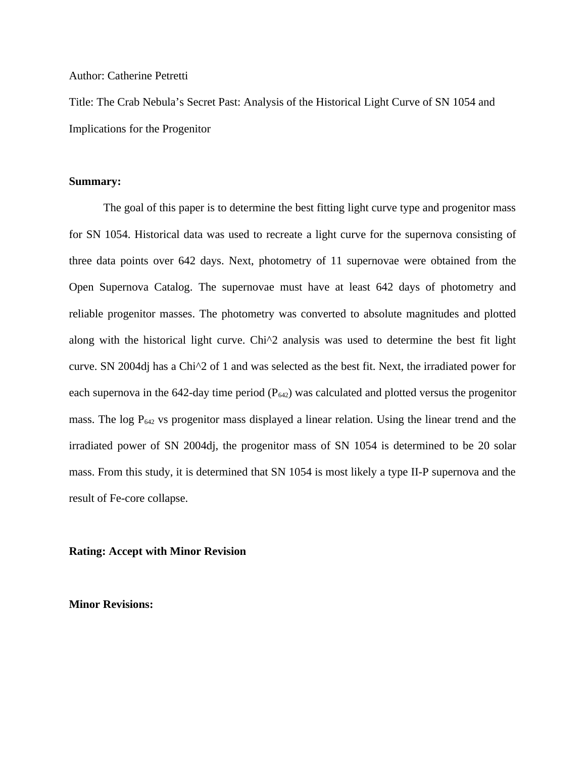Author: Catherine Petretti

Title: The Crab Nebula's Secret Past: Analysis of the Historical Light Curve of SN 1054 and Implications for the Progenitor

**Summary:**

The goal of this paper is to determine the best fitting light curve type and progenitor mass for SN 1054. Historical data was used to recreate a light curve for the supernova consisting of three data points over 642 days. Next, photometry of 11 supernovae were obtained from the Open Supernova Catalog. The supernovae must have at least 642 days of photometry and reliable progenitor masses. The photometry was converted to absolute magnitudes and plotted along with the historical light curve. Chi^2 analysis was used to determine the best fit light curve. SN 2004dj has a Chi^2 of 1 and was selected as the best fit. Next, the irradiated power for each supernova in the 642-day time period ($P_{642}$) was calculated and plotted versus the progenitor mass. The log $P_{642}$ vs progenitor mass displayed a linear relation. Using the linear trend and the irradiated power of SN 2004dj, the progenitor mass of SN 1054 is determined to be 20 solar mass. From this study, it is determined that SN 1054 is most likely a type II-P supernova and the result of Fe-core collapse.

**Rating: Accept with Minor Revision**

**Minor Revisions:**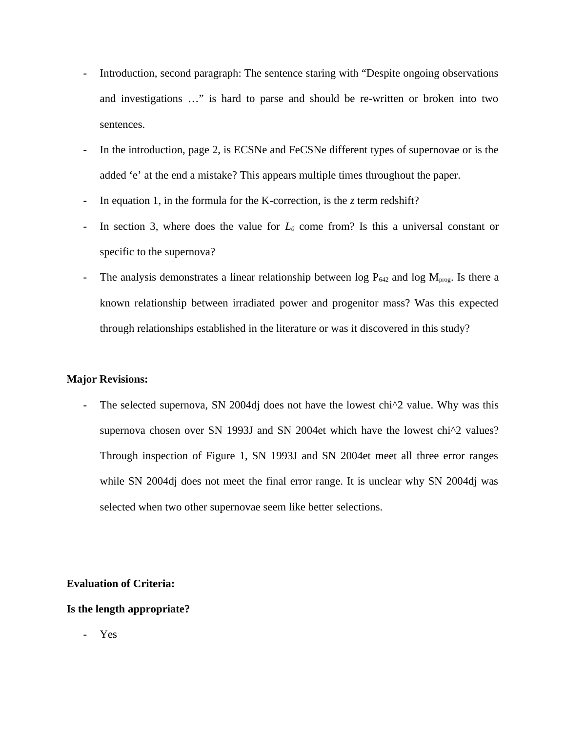- Introduction, second paragraph: The sentence staring with "Despite ongoing observations and investigations …" is hard to parse and should be re-written or broken into two sentences.
- In the introduction, page 2, is ECSNe and FeCSNe different types of supernovae or is the added 'e' at the end a mistake? This appears multiple times throughout the paper.
- In equation 1, in the formula for the K-correction, is the *z* term redshift?
- In section 3, where does the value for $L_0$ come from? Is this a universal constant or specific to the supernova?
- The analysis demonstrates a linear relationship between log $P_{642}$ and log $M_{prog}$. Is there a known relationship between irradiated power and progenitor mass? Was this expected through relationships established in the literature or was it discovered in this study?

**Major Revisions:**

- The selected supernova, SN 2004dj does not have the lowest chi^2 value. Why was this supernova chosen over SN 1993J and SN 2004et which have the lowest chi^2 values? Through inspection of Figure 1, SN 1993J and SN 2004et meet all three error ranges while SN 2004dj does not meet the final error range. It is unclear why SN 2004dj was selected when two other supernovae seem like better selections.

**Evaluation of Criteria:**

**Is the length appropriate?**

- Yes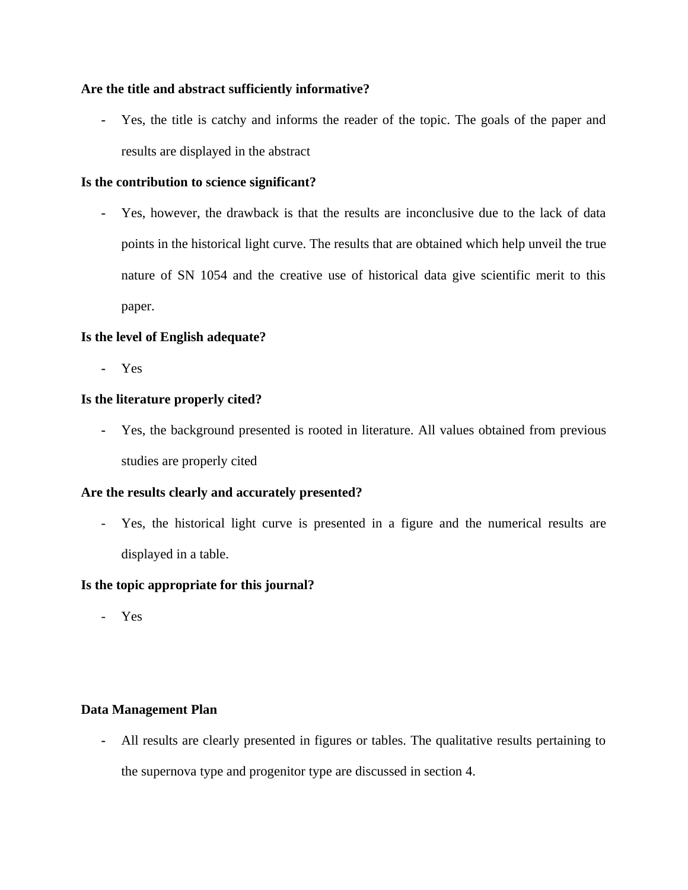**Are the title and abstract sufficiently informative?**

- Yes, the title is catchy and informs the reader of the topic. The goals of the paper and results are displayed in the abstract

**Is the contribution to science significant?**

- Yes, however, the drawback is that the results are inconclusive due to the lack of data points in the historical light curve. The results that are obtained which help unveil the true nature of SN 1054 and the creative use of historical data give scientific merit to this paper.

**Is the level of English adequate?**

- Yes

**Is the literature properly cited?**

- Yes, the background presented is rooted in literature. All values obtained from previous studies are properly cited

**Are the results clearly and accurately presented?**

- Yes, the historical light curve is presented in a figure and the numerical results are displayed in a table.

**Is the topic appropriate for this journal?**

- Yes

**Data Management Plan**

- All results are clearly presented in figures or tables. The qualitative results pertaining to the supernova type and progenitor type are discussed in section 4.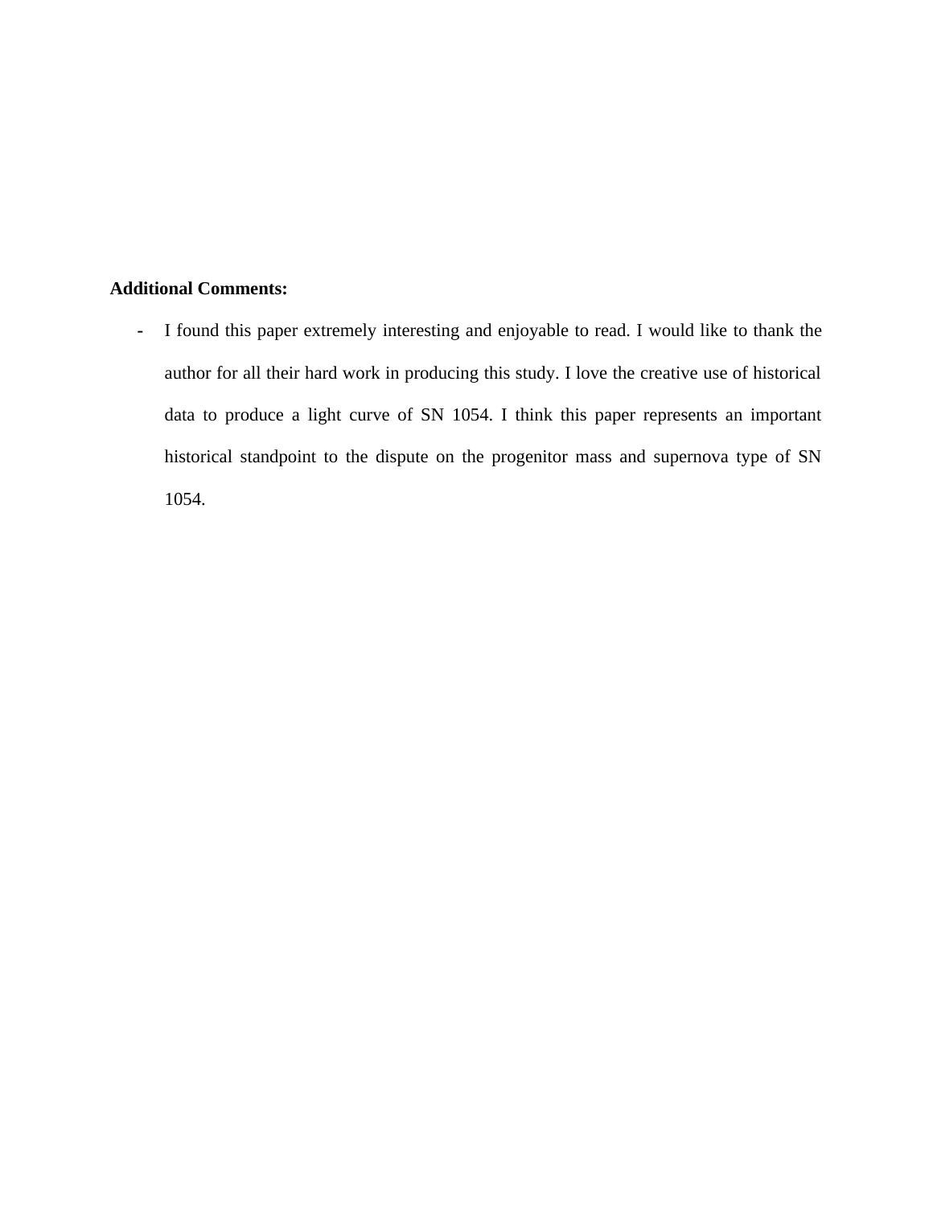**Additional Comments:**

- I found this paper extremely interesting and enjoyable to read. I would like to thank the author for all their hard work in producing this study. I love the creative use of historical data to produce a light curve of SN 1054. I think this paper represents an important historical standpoint to the dispute on the progenitor mass and supernova type of SN 1054.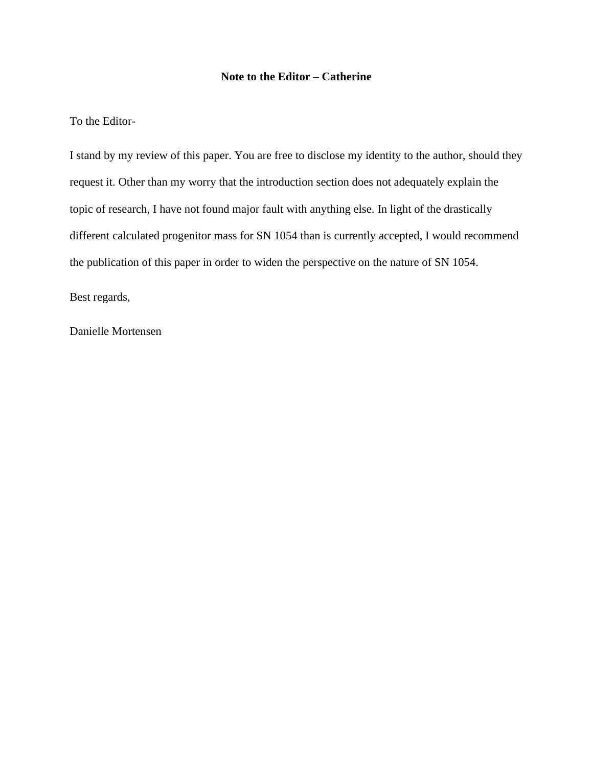### Note to the Editor – Catherine

To the Editor-

I stand by my review of this paper. You are free to disclose my identity to the author, should they request it. Other than my worry that the introduction section does not adequately explain the topic of research, I have not found major fault with anything else. In light of the drastically different calculated progenitor mass for SN 1054 than is currently accepted, I would recommend the publication of this paper in order to widen the perspective on the nature of SN 1054.

Best regards,

Danielle Mortensen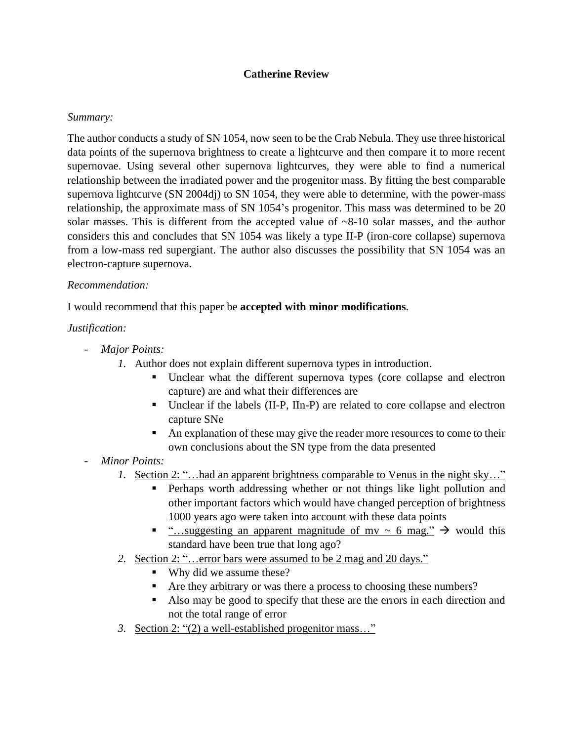**Catherine Review**

*Summary:*

The author conducts a study of SN 1054, now seen to be the Crab Nebula. They use three historical data points of the supernova brightness to create a lightcurve and then compare it to more recent supernovae. Using several other supernova lightcurves, they were able to find a numerical relationship between the irradiated power and the progenitor mass. By fitting the best comparable supernova lightcurve (SN 2004dj) to SN 1054, they were able to determine, with the power-mass relationship, the approximate mass of SN 1054's progenitor. This mass was determined to be 20 solar masses. This is different from the accepted value of ~8-10 solar masses, and the author considers this and concludes that SN 1054 was likely a type II-P (iron-core collapse) supernova from a low-mass red supergiant. The author also discusses the possibility that SN 1054 was an electron-capture supernova.

*Recommendation:*

I would recommend that this paper be **accepted with minor modifications**.

*Justification:*

- *Major Points:*
  1. Author does not explain different supernova types in introduction.
     - Unclear what the different supernova types (core collapse and electron capture) are and what their differences are
     - Unclear if the labels (II-P, IIn-P) are related to core collapse and electron capture SNe
     - An explanation of these may give the reader more resources to come to their own conclusions about the SN type from the data presented
- *Minor Points:*
  1. <u>Section 2: "…had an apparent brightness comparable to Venus in the night sky…"</u>
     - Perhaps worth addressing whether or not things like light pollution and other important factors which would have changed perception of brightness 1000 years ago were taken into account with these data points
     - <u>"…suggesting an apparent magnitude of mv ~ 6 mag."</u> → would this standard have been true that long ago?
  2. <u>Section 2: "…error bars were assumed to be 2 mag and 20 days."</u>
     - Why did we assume these?
     - Are they arbitrary or was there a process to choosing these numbers?
     - Also may be good to specify that these are the errors in each direction and not the total range of error
  3. <u>Section 2: "(2) a well-established progenitor mass…"</u>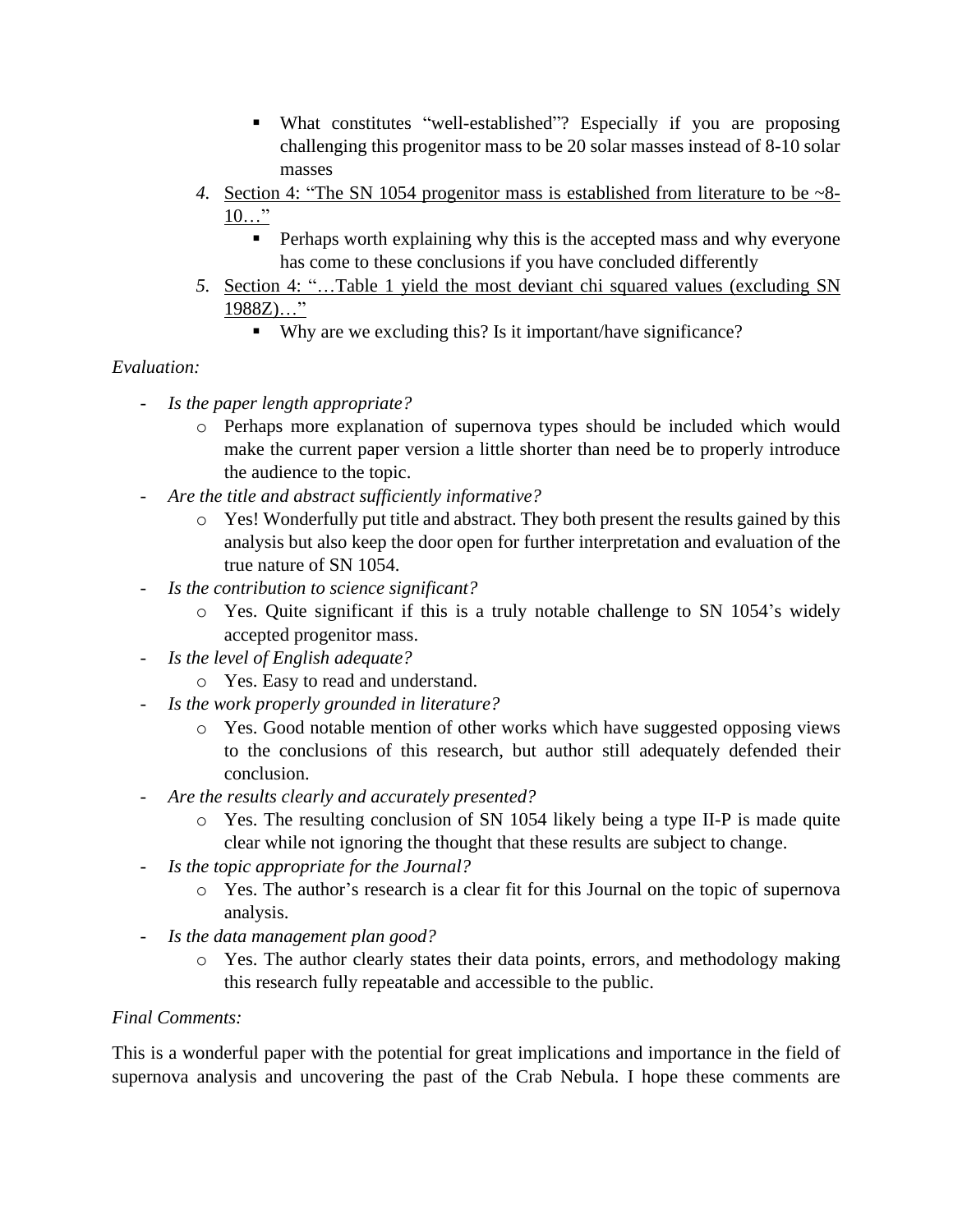- What constitutes "well-established"? Especially if you are proposing challenging this progenitor mass to be 20 solar masses instead of 8-10 solar masses

4. <u>Section 4: "The SN 1054 progenitor mass is established from literature to be ~8-10…"</u>
   - Perhaps worth explaining why this is the accepted mass and why everyone has come to these conclusions if you have concluded differently

5. <u>Section 4: "…Table 1 yield the most deviant chi squared values (excluding SN 1988Z)…"</u>
   - Why are we excluding this? Is it important/have significance?

*Evaluation:*

- *Is the paper length appropriate?*
  - Perhaps more explanation of supernova types should be included which would make the current paper version a little shorter than need be to properly introduce the audience to the topic.
- *Are the title and abstract sufficiently informative?*
  - Yes! Wonderfully put title and abstract. They both present the results gained by this analysis but also keep the door open for further interpretation and evaluation of the true nature of SN 1054.
- *Is the contribution to science significant?*
  - Yes. Quite significant if this is a truly notable challenge to SN 1054's widely accepted progenitor mass.
- *Is the level of English adequate?*
  - Yes. Easy to read and understand.
- *Is the work properly grounded in literature?*
  - Yes. Good notable mention of other works which have suggested opposing views to the conclusions of this research, but author still adequately defended their conclusion.
- *Are the results clearly and accurately presented?*
  - Yes. The resulting conclusion of SN 1054 likely being a type II-P is made quite clear while not ignoring the thought that these results are subject to change.
- *Is the topic appropriate for the Journal?*
  - Yes. The author's research is a clear fit for this Journal on the topic of supernova analysis.
- *Is the data management plan good?*
  - Yes. The author clearly states their data points, errors, and methodology making this research fully repeatable and accessible to the public.

*Final Comments:*

This is a wonderful paper with the potential for great implications and importance in the field of supernova analysis and uncovering the past of the Crab Nebula. I hope these comments are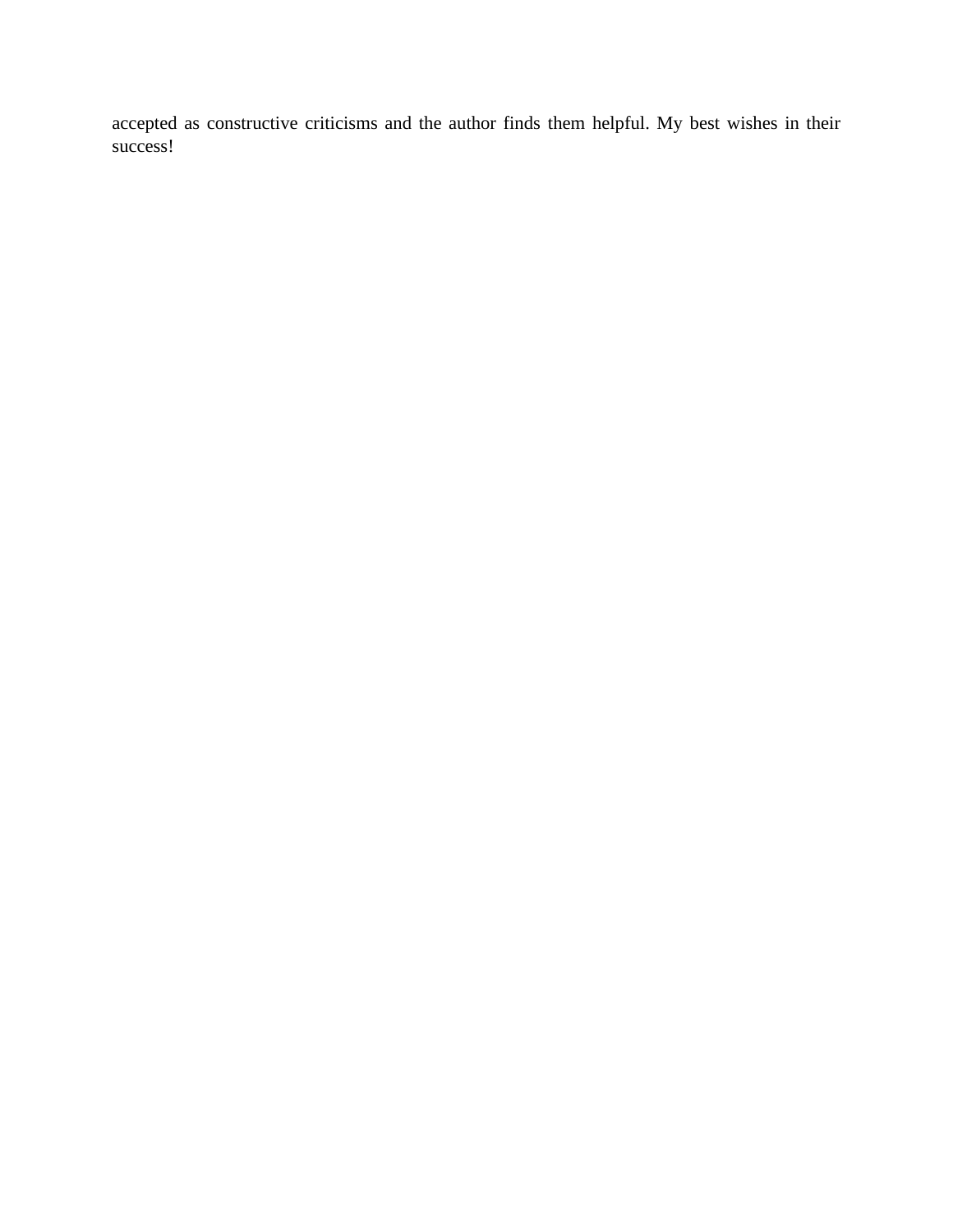accepted as constructive criticisms and the author finds them helpful. My best wishes in their success!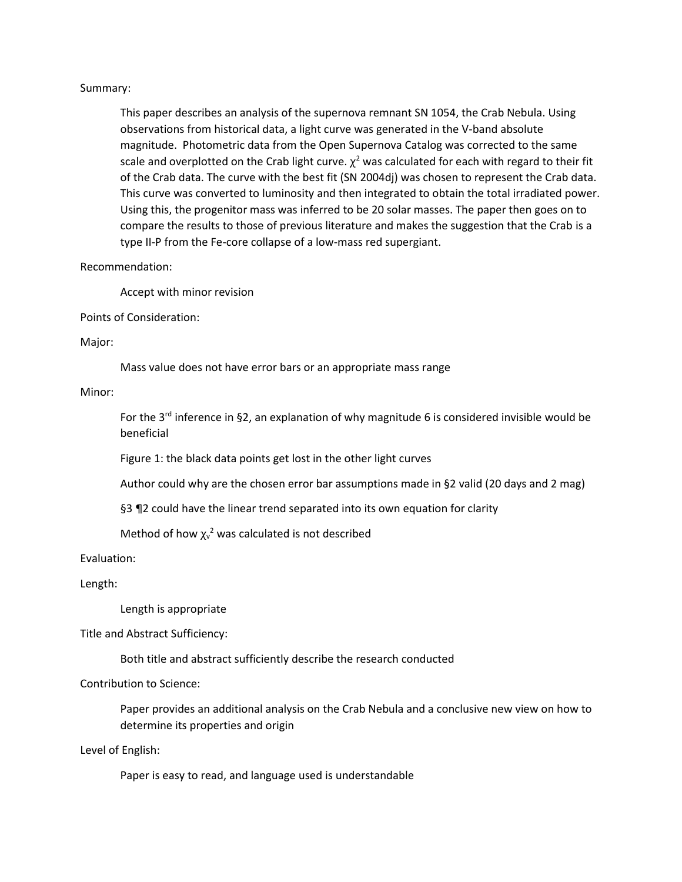Summary:

This paper describes an analysis of the supernova remnant SN 1054, the Crab Nebula. Using observations from historical data, a light curve was generated in the V-band absolute magnitude. Photometric data from the Open Supernova Catalog was corrected to the same scale and overplotted on the Crab light curve. $\chi^2$ was calculated for each with regard to their fit of the Crab data. The curve with the best fit (SN 2004dj) was chosen to represent the Crab data. This curve was converted to luminosity and then integrated to obtain the total irradiated power. Using this, the progenitor mass was inferred to be 20 solar masses. The paper then goes on to compare the results to those of previous literature and makes the suggestion that the Crab is a type II-P from the Fe-core collapse of a low-mass red supergiant.

Recommendation:

Accept with minor revision

Points of Consideration:

Major:

Mass value does not have error bars or an appropriate mass range

Minor:

For the 3rd inference in §2, an explanation of why magnitude 6 is considered invisible would be beneficial

Figure 1: the black data points get lost in the other light curves

Author could why are the chosen error bar assumptions made in §2 valid (20 days and 2 mag)

§3 ¶2 could have the linear trend separated into its own equation for clarity

Method of how $\chi_v^2$ was calculated is not described

Evaluation:

Length:

Length is appropriate

Title and Abstract Sufficiency:

Both title and abstract sufficiently describe the research conducted

Contribution to Science:

Paper provides an additional analysis on the Crab Nebula and a conclusive new view on how to determine its properties and origin

Level of English:

Paper is easy to read, and language used is understandable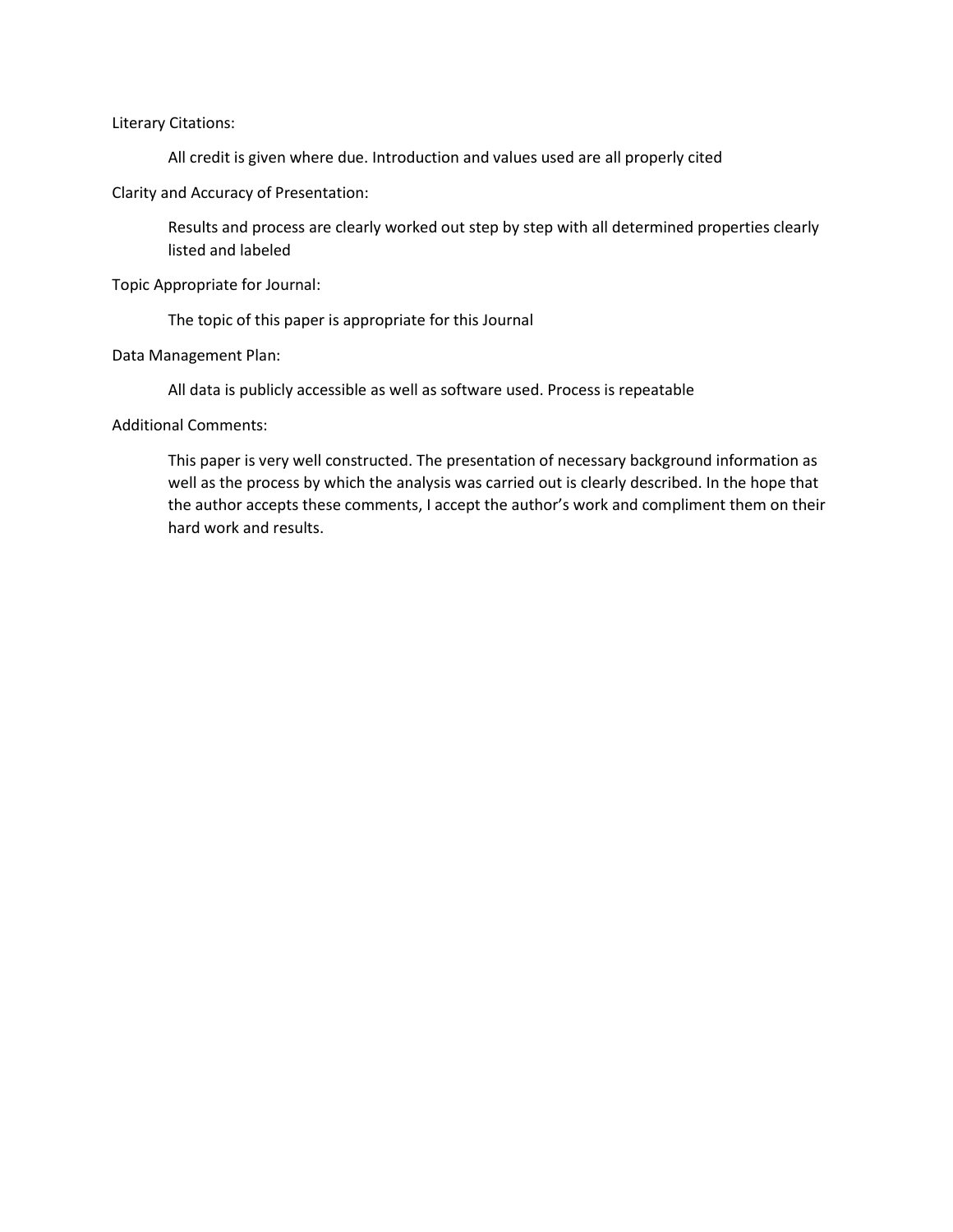Literary Citations:

All credit is given where due. Introduction and values used are all properly cited

Clarity and Accuracy of Presentation:

Results and process are clearly worked out step by step with all determined properties clearly listed and labeled

Topic Appropriate for Journal:

The topic of this paper is appropriate for this Journal

Data Management Plan:

All data is publicly accessible as well as software used. Process is repeatable

Additional Comments:

This paper is very well constructed. The presentation of necessary background information as well as the process by which the analysis was carried out is clearly described. In the hope that the author accepts these comments, I accept the author's work and compliment them on their hard work and results.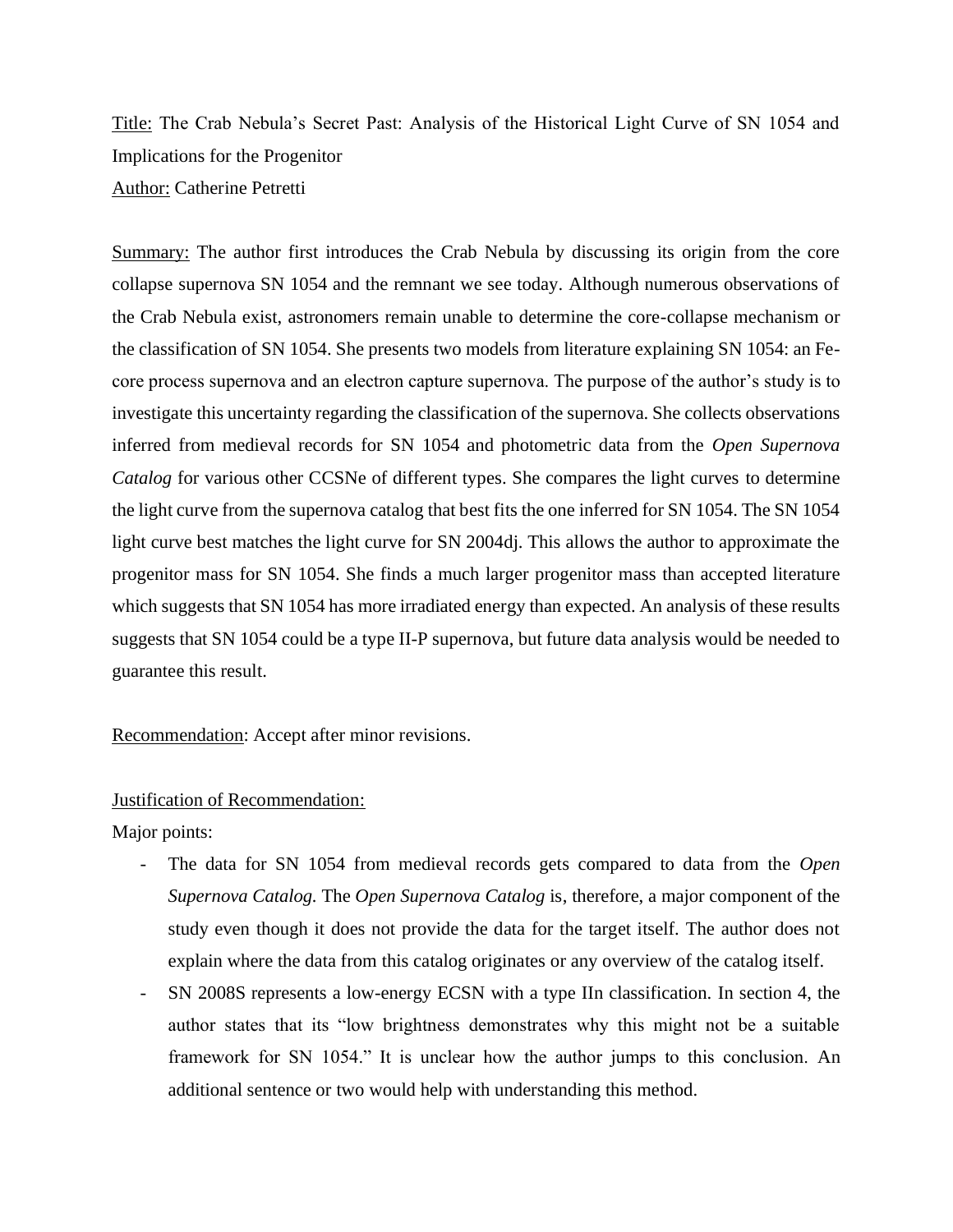Title: The Crab Nebula's Secret Past: Analysis of the Historical Light Curve of SN 1054 and Implications for the Progenitor

Author: Catherine Petretti

Summary: The author first introduces the Crab Nebula by discussing its origin from the core collapse supernova SN 1054 and the remnant we see today. Although numerous observations of the Crab Nebula exist, astronomers remain unable to determine the core-collapse mechanism or the classification of SN 1054. She presents two models from literature explaining SN 1054: an Fe-core process supernova and an electron capture supernova. The purpose of the author's study is to investigate this uncertainty regarding the classification of the supernova. She collects observations inferred from medieval records for SN 1054 and photometric data from the *Open Supernova Catalog* for various other CCSNe of different types. She compares the light curves to determine the light curve from the supernova catalog that best fits the one inferred for SN 1054. The SN 1054 light curve best matches the light curve for SN 2004dj. This allows the author to approximate the progenitor mass for SN 1054. She finds a much larger progenitor mass than accepted literature which suggests that SN 1054 has more irradiated energy than expected. An analysis of these results suggests that SN 1054 could be a type II-P supernova, but future data analysis would be needed to guarantee this result.

Recommendation: Accept after minor revisions.

Justification of Recommendation:

Major points:

- The data for SN 1054 from medieval records gets compared to data from the *Open Supernova Catalog.* The *Open Supernova Catalog* is, therefore, a major component of the study even though it does not provide the data for the target itself. The author does not explain where the data from this catalog originates or any overview of the catalog itself.
- SN 2008S represents a low-energy ECSN with a type IIn classification. In section 4, the author states that its "low brightness demonstrates why this might not be a suitable framework for SN 1054." It is unclear how the author jumps to this conclusion. An additional sentence or two would help with understanding this method.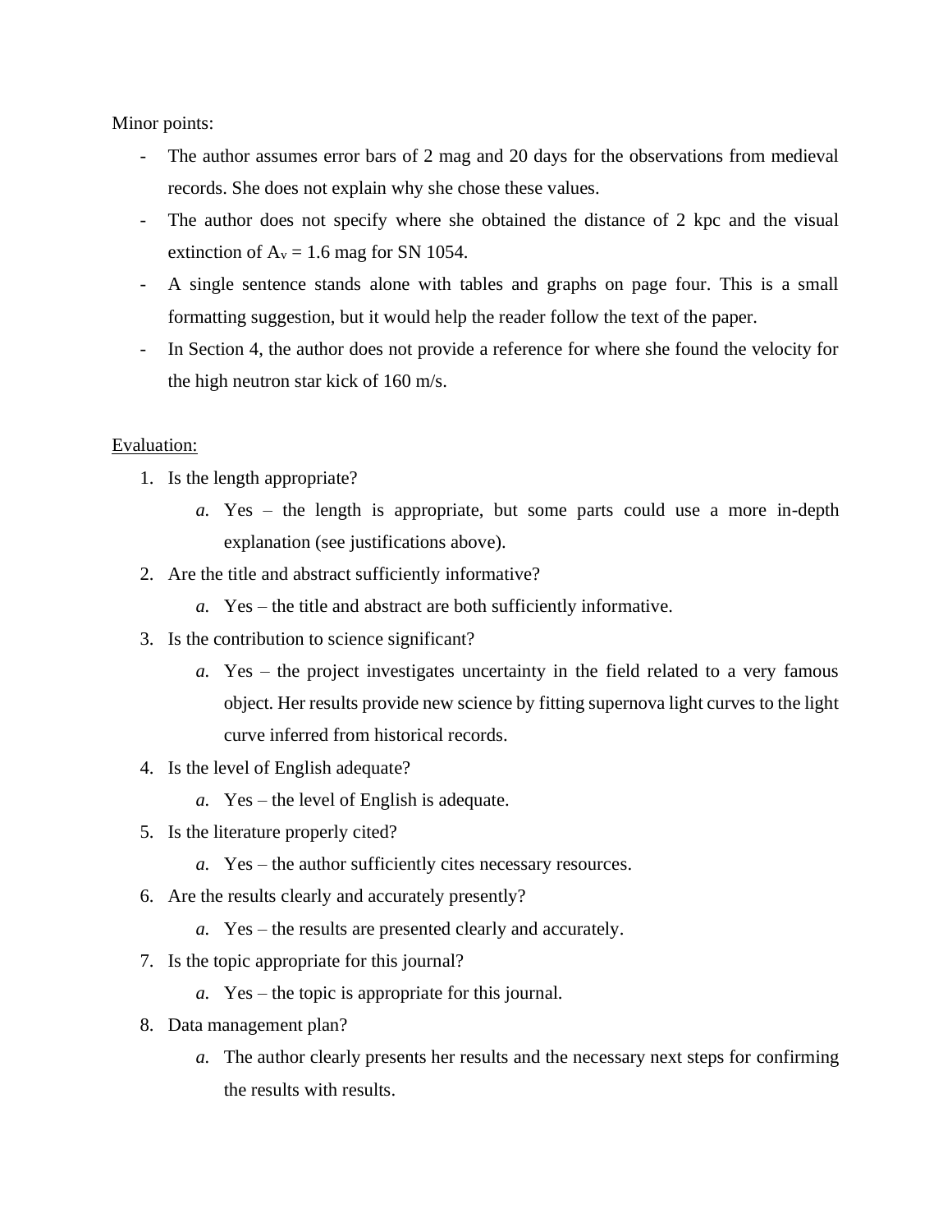Minor points:

- The author assumes error bars of 2 mag and 20 days for the observations from medieval records. She does not explain why she chose these values.
- The author does not specify where she obtained the distance of 2 kpc and the visual extinction of $A_v$ = 1.6 mag for SN 1054.
- A single sentence stands alone with tables and graphs on page four. This is a small formatting suggestion, but it would help the reader follow the text of the paper.
- In Section 4, the author does not provide a reference for where she found the velocity for the high neutron star kick of 160 m/s.

<u>Evaluation:</u>

1. Is the length appropriate?
   a. Yes – the length is appropriate, but some parts could use a more in-depth explanation (see justifications above).
2. Are the title and abstract sufficiently informative?
   a. Yes – the title and abstract are both sufficiently informative.
3. Is the contribution to science significant?
   a. Yes – the project investigates uncertainty in the field related to a very famous object. Her results provide new science by fitting supernova light curves to the light curve inferred from historical records.
4. Is the level of English adequate?
   a. Yes – the level of English is adequate.
5. Is the literature properly cited?
   a. Yes – the author sufficiently cites necessary resources.
6. Are the results clearly and accurately presently?
   a. Yes – the results are presented clearly and accurately.
7. Is the topic appropriate for this journal?
   a. Yes – the topic is appropriate for this journal.
8. Data management plan?
   a. The author clearly presents her results and the necessary next steps for confirming the results with results.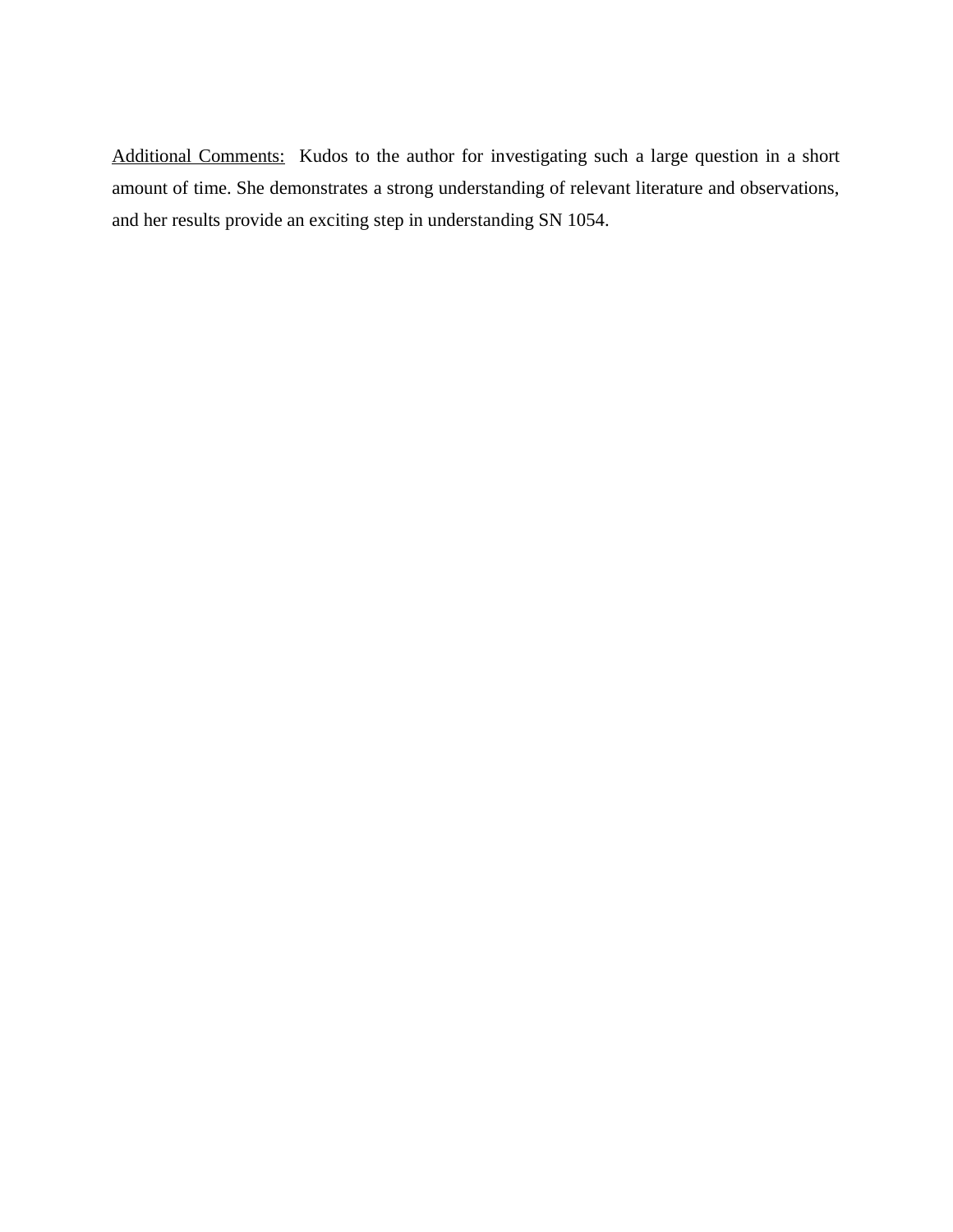<u>Additional Comments:</u> Kudos to the author for investigating such a large question in a short amount of time. She demonstrates a strong understanding of relevant literature and observations, and her results provide an exciting step in understanding SN 1054.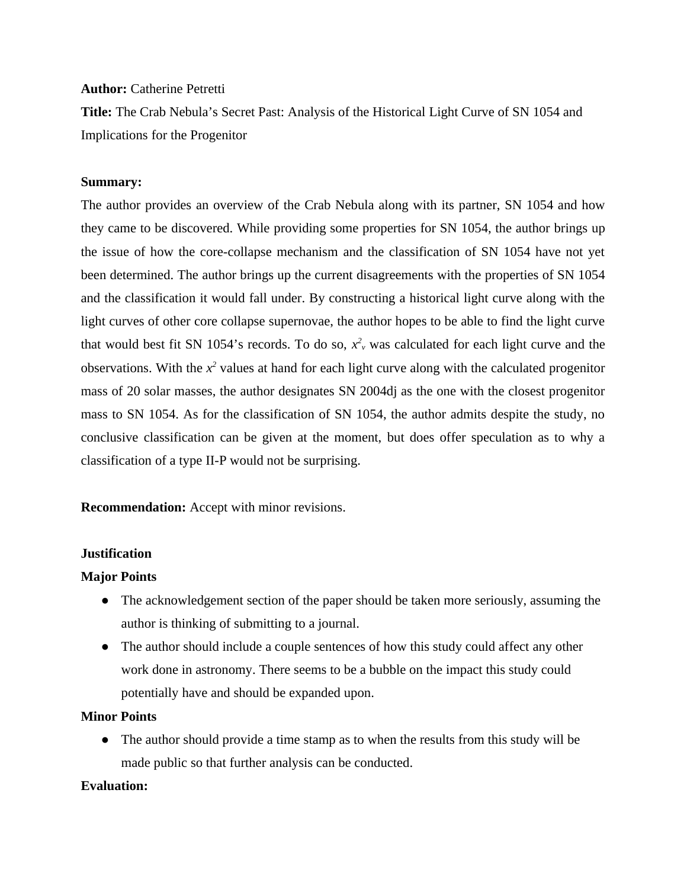**Author:** Catherine Petretti

**Title:** The Crab Nebula's Secret Past: Analysis of the Historical Light Curve of SN 1054 and Implications for the Progenitor

**Summary:**

The author provides an overview of the Crab Nebula along with its partner, SN 1054 and how they came to be discovered. While providing some properties for SN 1054, the author brings up the issue of how the core-collapse mechanism and the classification of SN 1054 have not yet been determined. The author brings up the current disagreements with the properties of SN 1054 and the classification it would fall under. By constructing a historical light curve along with the light curves of other core collapse supernovae, the author hopes to be able to find the light curve that would best fit SN 1054's records. To do so, $x^2_v$ was calculated for each light curve and the observations. With the $x^2$ values at hand for each light curve along with the calculated progenitor mass of 20 solar masses, the author designates SN 2004dj as the one with the closest progenitor mass to SN 1054. As for the classification of SN 1054, the author admits despite the study, no conclusive classification can be given at the moment, but does offer speculation as to why a classification of a type II-P would not be surprising.

**Recommendation:** Accept with minor revisions.

**Justification**

**Major Points**

- The acknowledgement section of the paper should be taken more seriously, assuming the author is thinking of submitting to a journal.
- The author should include a couple sentences of how this study could affect any other work done in astronomy. There seems to be a bubble on the impact this study could potentially have and should be expanded upon.

**Minor Points**

- The author should provide a time stamp as to when the results from this study will be made public so that further analysis can be conducted.

**Evaluation:**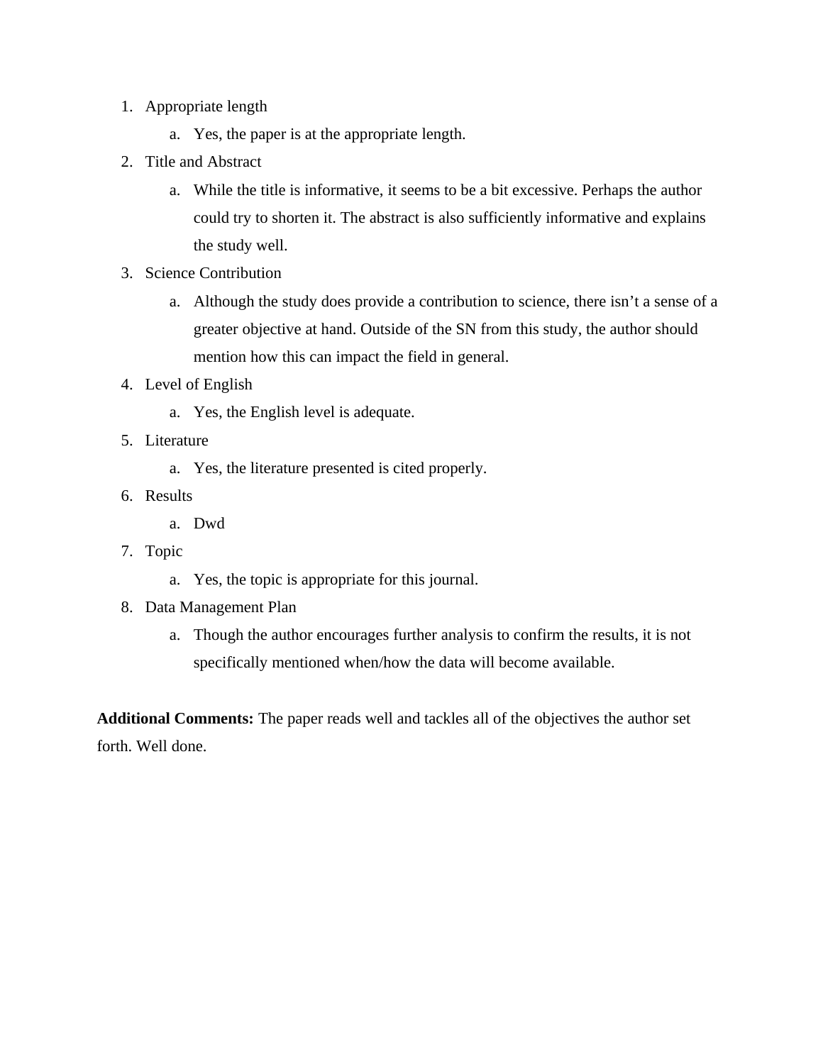1. Appropriate length
   a. Yes, the paper is at the appropriate length.
2. Title and Abstract
   a. While the title is informative, it seems to be a bit excessive. Perhaps the author could try to shorten it. The abstract is also sufficiently informative and explains the study well.
3. Science Contribution
   a. Although the study does provide a contribution to science, there isn't a sense of a greater objective at hand. Outside of the SN from this study, the author should mention how this can impact the field in general.
4. Level of English
   a. Yes, the English level is adequate.
5. Literature
   a. Yes, the literature presented is cited properly.
6. Results
   a. Dwd
7. Topic
   a. Yes, the topic is appropriate for this journal.
8. Data Management Plan
   a. Though the author encourages further analysis to confirm the results, it is not specifically mentioned when/how the data will become available.

**Additional Comments:** The paper reads well and tackles all of the objectives the author set forth. Well done.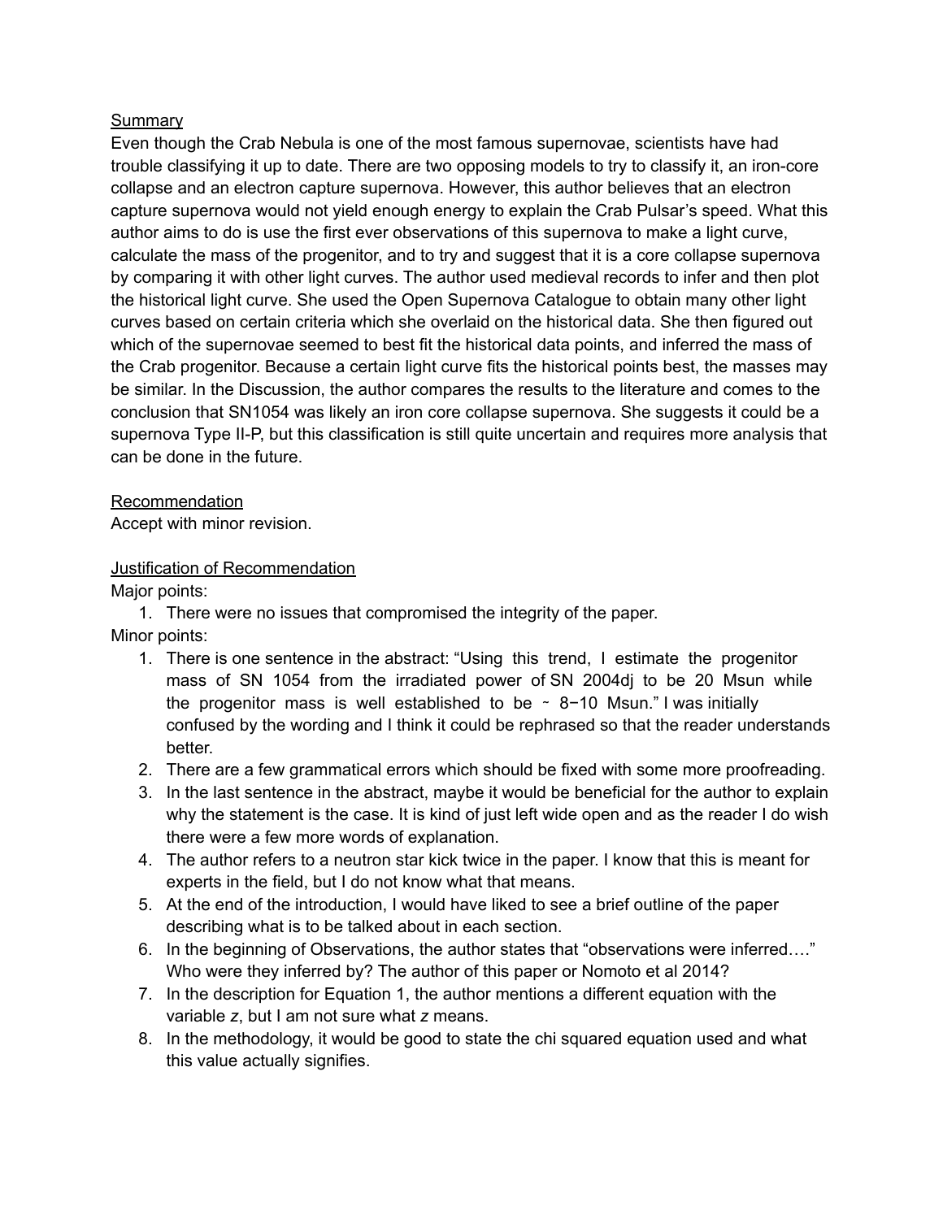Summary

Even though the Crab Nebula is one of the most famous supernovae, scientists have had trouble classifying it up to date. There are two opposing models to try to classify it, an iron-core collapse and an electron capture supernova. However, this author believes that an electron capture supernova would not yield enough energy to explain the Crab Pulsar's speed. What this author aims to do is use the first ever observations of this supernova to make a light curve, calculate the mass of the progenitor, and to try and suggest that it is a core collapse supernova by comparing it with other light curves. The author used medieval records to infer and then plot the historical light curve. She used the Open Supernova Catalogue to obtain many other light curves based on certain criteria which she overlaid on the historical data. She then figured out which of the supernovae seemed to best fit the historical data points, and inferred the mass of the Crab progenitor. Because a certain light curve fits the historical points best, the masses may be similar. In the Discussion, the author compares the results to the literature and comes to the conclusion that SN1054 was likely an iron core collapse supernova. She suggests it could be a supernova Type II-P, but this classification is still quite uncertain and requires more analysis that can be done in the future.

Recommendation

Accept with minor revision.

Justification of Recommendation

Major points:

1. There were no issues that compromised the integrity of the paper.

Minor points:

1. There is one sentence in the abstract: "Using this trend, I estimate the progenitor mass of SN 1054 from the irradiated power of SN 2004dj to be 20 Msun while the progenitor mass is well established to be ~ 8−10 Msun." I was initially confused by the wording and I think it could be rephrased so that the reader understands better.
2. There are a few grammatical errors which should be fixed with some more proofreading.
3. In the last sentence in the abstract, maybe it would be beneficial for the author to explain why the statement is the case. It is kind of just left wide open and as the reader I do wish there were a few more words of explanation.
4. The author refers to a neutron star kick twice in the paper. I know that this is meant for experts in the field, but I do not know what that means.
5. At the end of the introduction, I would have liked to see a brief outline of the paper describing what is to be talked about in each section.
6. In the beginning of Observations, the author states that "observations were inferred…." Who were they inferred by? The author of this paper or Nomoto et al 2014?
7. In the description for Equation 1, the author mentions a different equation with the variable $z$, but I am not sure what $z$ means.
8. In the methodology, it would be good to state the chi squared equation used and what this value actually signifies.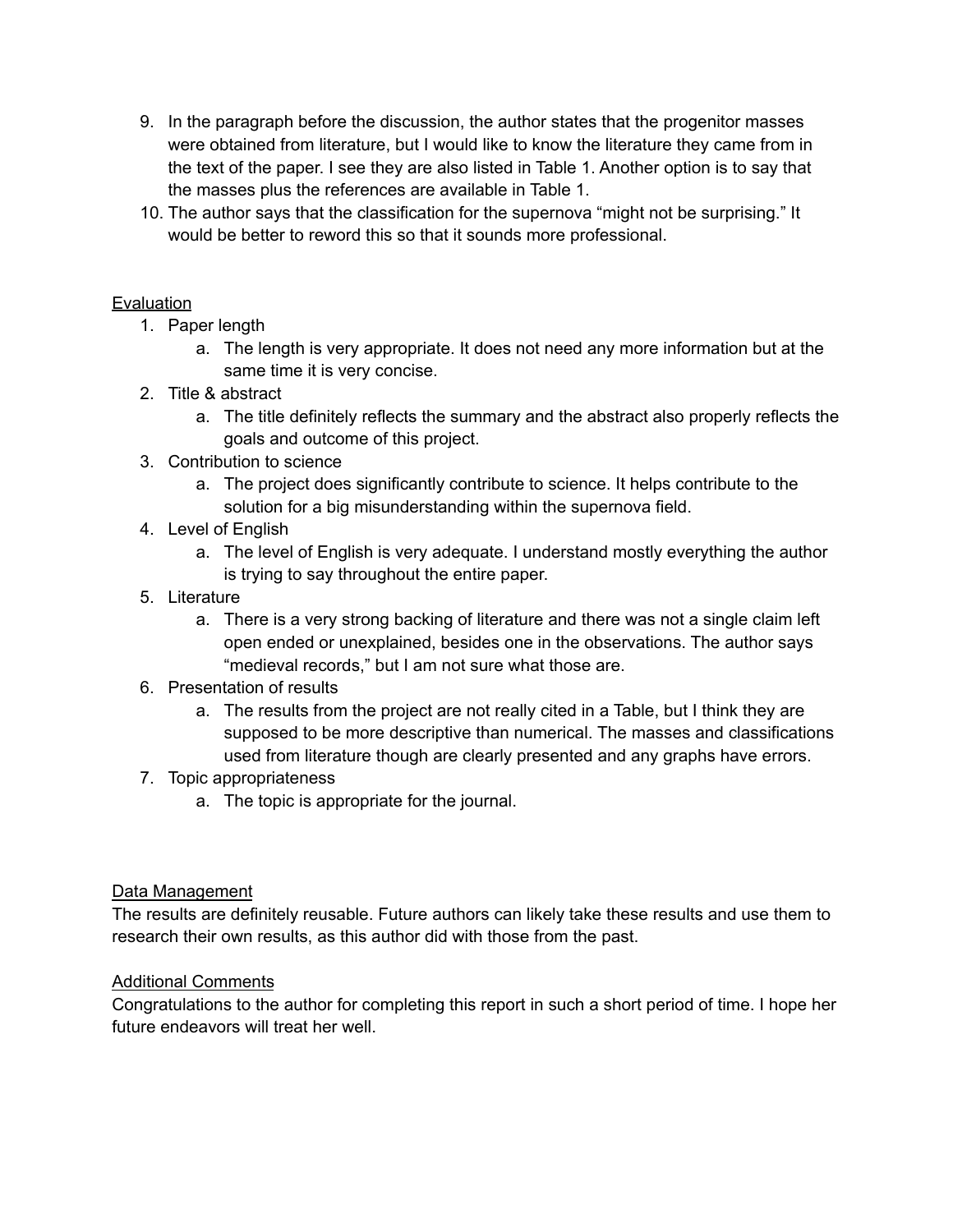9. In the paragraph before the discussion, the author states that the progenitor masses were obtained from literature, but I would like to know the literature they came from in the text of the paper. I see they are also listed in Table 1. Another option is to say that the masses plus the references are available in Table 1.
10. The author says that the classification for the supernova "might not be surprising." It would be better to reword this so that it sounds more professional.

<u>Evaluation</u>

1. Paper length
    a. The length is very appropriate. It does not need any more information but at the same time it is very concise.
2. Title & abstract
    a. The title definitely reflects the summary and the abstract also properly reflects the goals and outcome of this project.
3. Contribution to science
    a. The project does significantly contribute to science. It helps contribute to the solution for a big misunderstanding within the supernova field.
4. Level of English
    a. The level of English is very adequate. I understand mostly everything the author is trying to say throughout the entire paper.
5. Literature
    a. There is a very strong backing of literature and there was not a single claim left open ended or unexplained, besides one in the observations. The author says "medieval records," but I am not sure what those are.
6. Presentation of results
    a. The results from the project are not really cited in a Table, but I think they are supposed to be more descriptive than numerical. The masses and classifications used from literature though are clearly presented and any graphs have errors.
7. Topic appropriateness
    a. The topic is appropriate for the journal.

<u>Data Management</u>

The results are definitely reusable. Future authors can likely take these results and use them to research their own results, as this author did with those from the past.

<u>Additional Comments</u>

Congratulations to the author for completing this report in such a short period of time. I hope her future endeavors will treat her well.